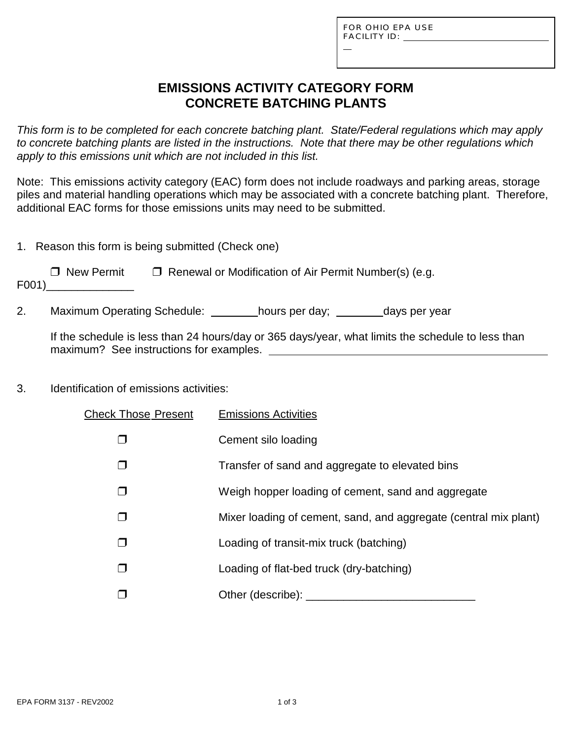FOR OHIO EPA USE
FACILITY ID: ______________________________

# EMISSIONS ACTIVITY CATEGORY FORM
# CONCRETE BATCHING PLANTS

*This form is to be completed for each concrete batching plant. State/Federal regulations which may apply to concrete batching plants are listed in the instructions. Note that there may be other regulations which apply to this emissions unit which are not included in this list.*

Note: This emissions activity category (EAC) form does not include roadways and parking areas, storage piles and material handling operations which may be associated with a concrete batching plant. Therefore, additional EAC forms for those emissions units may need to be submitted.

1. Reason this form is being submitted (Check one)

   ❒ New Permit ❒ Renewal or Modification of Air Permit Number(s) (e.g. F001)______________

2. Maximum Operating Schedule: ________hours per day; ________days per year

   If the schedule is less than 24 hours/day or 365 days/year, what limits the schedule to less than maximum? See instructions for examples. ______________________________________________

3. Identification of emissions activities:

| Check Those Present | Emissions Activities |
|---|---|
| ❒ | Cement silo loading |
| ❒ | Transfer of sand and aggregate to elevated bins |
| ❒ | Weigh hopper loading of cement, sand and aggregate |
| ❒ | Mixer loading of cement, sand, and aggregate (central mix plant) |
| ❒ | Loading of transit-mix truck (batching) |
| ❒ | Loading of flat-bed truck (dry-batching) |
| ❒ | Other (describe): ___________________________ |

EPA FORM 3137 - REV2002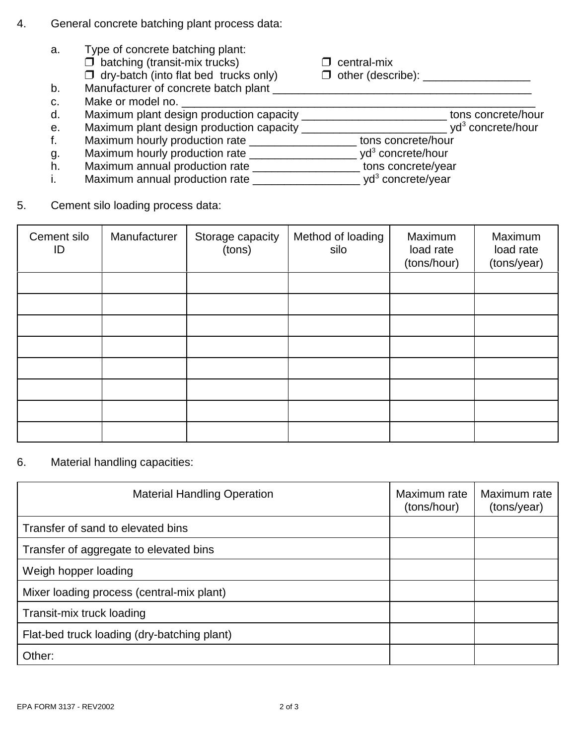4. General concrete batching plant process data:

   a. Type of concrete batching plant:
      ❒ batching (transit-mix trucks) ❒ central-mix
      ❒ dry-batch (into flat bed trucks only) ❒ other (describe): _________________
   b. Manufacturer of concrete batch plant ___________________________________________
   c. Make or model no. _____________________________________________________________
   d. Maximum plant design production capacity _______________________ tons concrete/hour
   e. Maximum plant design production capacity _______________________ $yd^3$ concrete/hour
   f. Maximum hourly production rate _________________ tons concrete/hour
   g. Maximum hourly production rate _________________ $yd^3$ concrete/hour
   h. Maximum annual production rate _________________ tons concrete/year
   i. Maximum annual production rate _________________ $yd^3$ concrete/year

5. Cement silo loading process data:

| Cement silo ID | Manufacturer | Storage capacity (tons) | Method of loading silo | Maximum load rate (tons/hour) | Maximum load rate (tons/year) |
|---|---|---|---|---|---|
| | | | | | |
| | | | | | |
| | | | | | |
| | | | | | |
| | | | | | |
| | | | | | |
| | | | | | |
| | | | | | |

6. Material handling capacities:

| Material Handling Operation | Maximum rate (tons/hour) | Maximum rate (tons/year) |
|---|---|---|
| Transfer of sand to elevated bins | | |
| Transfer of aggregate to elevated bins | | |
| Weigh hopper loading | | |
| Mixer loading process (central-mix plant) | | |
| Transit-mix truck loading | | |
| Flat-bed truck loading (dry-batching plant) | | |
| Other: | | |

EPA FORM 3137 - REV2002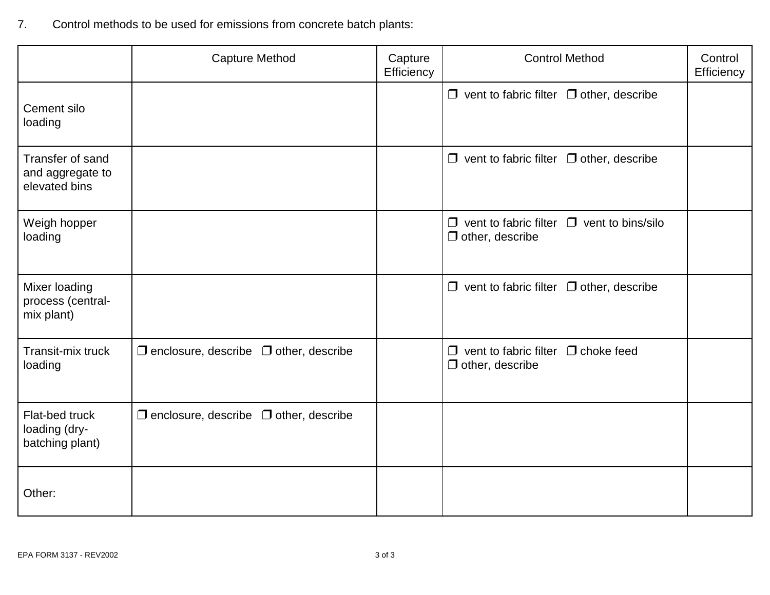7. Control methods to be used for emissions from concrete batch plants:

| | Capture Method | Capture Efficiency | Control Method | Control Efficiency |
|---|---|---|---|---|
| Cement silo loading | | | ❐ vent to fabric filter ❐ other, describe | |
| Transfer of sand and aggregate to elevated bins | | | ❐ vent to fabric filter ❐ other, describe | |
| Weigh hopper loading | | | ❐ vent to fabric filter ❐ vent to bins/silo ❐ other, describe | |
| Mixer loading process (central-mix plant) | | | ❐ vent to fabric filter ❐ other, describe | |
| Transit-mix truck loading | ❐ enclosure, describe ❐ other, describe | | ❐ vent to fabric filter ❐ choke feed ❐ other, describe | |
| Flat-bed truck loading (dry-batching plant) | ❐ enclosure, describe ❐ other, describe | | | |
| Other: | | | | |

EPA FORM 3137 - REV2002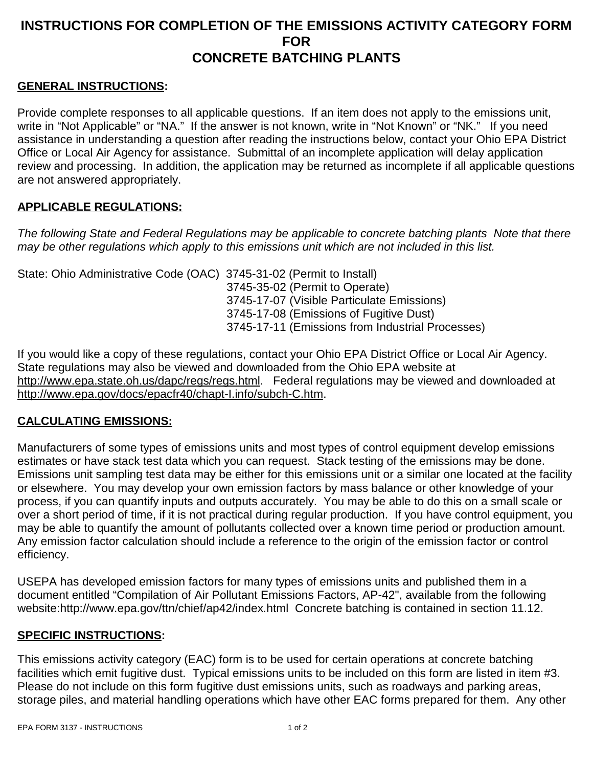# INSTRUCTIONS FOR COMPLETION OF THE EMISSIONS ACTIVITY CATEGORY FORM FOR CONCRETE BATCHING PLANTS

## GENERAL INSTRUCTIONS:

Provide complete responses to all applicable questions. If an item does not apply to the emissions unit, write in "Not Applicable" or "NA." If the answer is not known, write in "Not Known" or "NK." If you need assistance in understanding a question after reading the instructions below, contact your Ohio EPA District Office or Local Air Agency for assistance. Submittal of an incomplete application will delay application review and processing. In addition, the application may be returned as incomplete if all applicable questions are not answered appropriately.

## APPLICABLE REGULATIONS:

*The following State and Federal Regulations may be applicable to concrete batching plants Note that there may be other regulations which apply to this emissions unit which are not included in this list.*

State: Ohio Administrative Code (OAC) 3745-31-02 (Permit to Install)
3745-35-02 (Permit to Operate)
3745-17-07 (Visible Particulate Emissions)
3745-17-08 (Emissions of Fugitive Dust)
3745-17-11 (Emissions from Industrial Processes)

If you would like a copy of these regulations, contact your Ohio EPA District Office or Local Air Agency. State regulations may also be viewed and downloaded from the Ohio EPA website at http://www.epa.state.oh.us/dapc/regs/regs.html. Federal regulations may be viewed and downloaded at http://www.epa.gov/docs/epacfr40/chapt-I.info/subch-C.htm.

## CALCULATING EMISSIONS:

Manufacturers of some types of emissions units and most types of control equipment develop emissions estimates or have stack test data which you can request. Stack testing of the emissions may be done. Emissions unit sampling test data may be either for this emissions unit or a similar one located at the facility or elsewhere. You may develop your own emission factors by mass balance or other knowledge of your process, if you can quantify inputs and outputs accurately. You may be able to do this on a small scale or over a short period of time, if it is not practical during regular production. If you have control equipment, you may be able to quantify the amount of pollutants collected over a known time period or production amount. Any emission factor calculation should include a reference to the origin of the emission factor or control efficiency.

USEPA has developed emission factors for many types of emissions units and published them in a document entitled "Compilation of Air Pollutant Emissions Factors, AP-42", available from the following website:http://www.epa.gov/ttn/chief/ap42/index.html Concrete batching is contained in section 11.12.

## SPECIFIC INSTRUCTIONS:

This emissions activity category (EAC) form is to be used for certain operations at concrete batching facilities which emit fugitive dust. Typical emissions units to be included on this form are listed in item #3. Please do not include on this form fugitive dust emissions units, such as roadways and parking areas, storage piles, and material handling operations which have other EAC forms prepared for them. Any other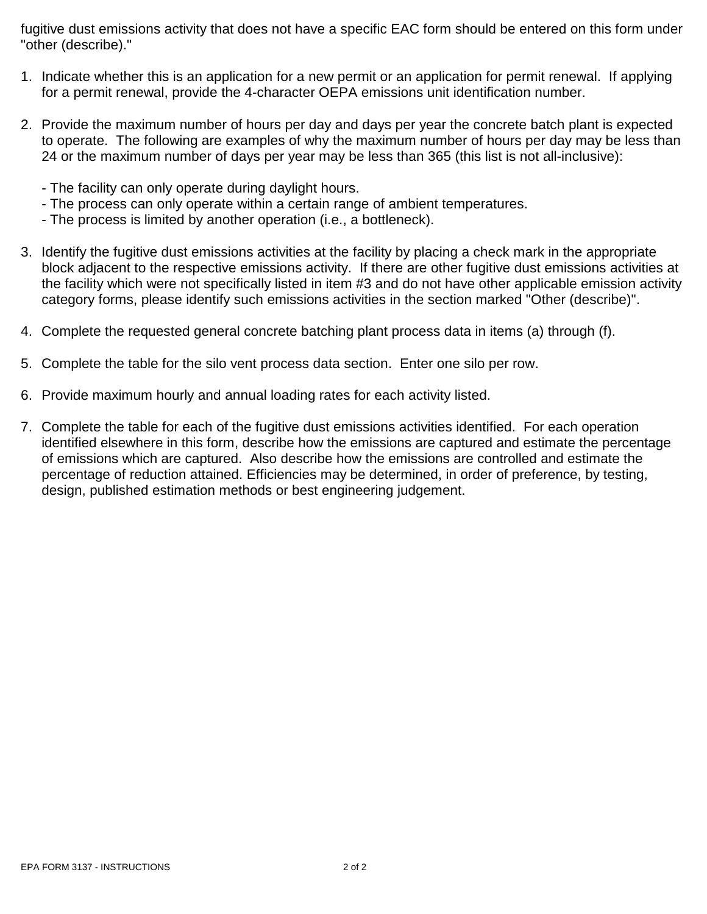fugitive dust emissions activity that does not have a specific EAC form should be entered on this form under "other (describe)."

1. Indicate whether this is an application for a new permit or an application for permit renewal. If applying for a permit renewal, provide the 4-character OEPA emissions unit identification number.

2. Provide the maximum number of hours per day and days per year the concrete batch plant is expected to operate. The following are examples of why the maximum number of hours per day may be less than 24 or the maximum number of days per year may be less than 365 (this list is not all-inclusive):

   - The facility can only operate during daylight hours.
   - The process can only operate within a certain range of ambient temperatures.
   - The process is limited by another operation (i.e., a bottleneck).

3. Identify the fugitive dust emissions activities at the facility by placing a check mark in the appropriate block adjacent to the respective emissions activity. If there are other fugitive dust emissions activities at the facility which were not specifically listed in item #3 and do not have other applicable emission activity category forms, please identify such emissions activities in the section marked "Other (describe)".

4. Complete the requested general concrete batching plant process data in items (a) through (f).

5. Complete the table for the silo vent process data section. Enter one silo per row.

6. Provide maximum hourly and annual loading rates for each activity listed.

7. Complete the table for each of the fugitive dust emissions activities identified. For each operation identified elsewhere in this form, describe how the emissions are captured and estimate the percentage of emissions which are captured. Also describe how the emissions are controlled and estimate the percentage of reduction attained. Efficiencies may be determined, in order of preference, by testing, design, published estimation methods or best engineering judgement.